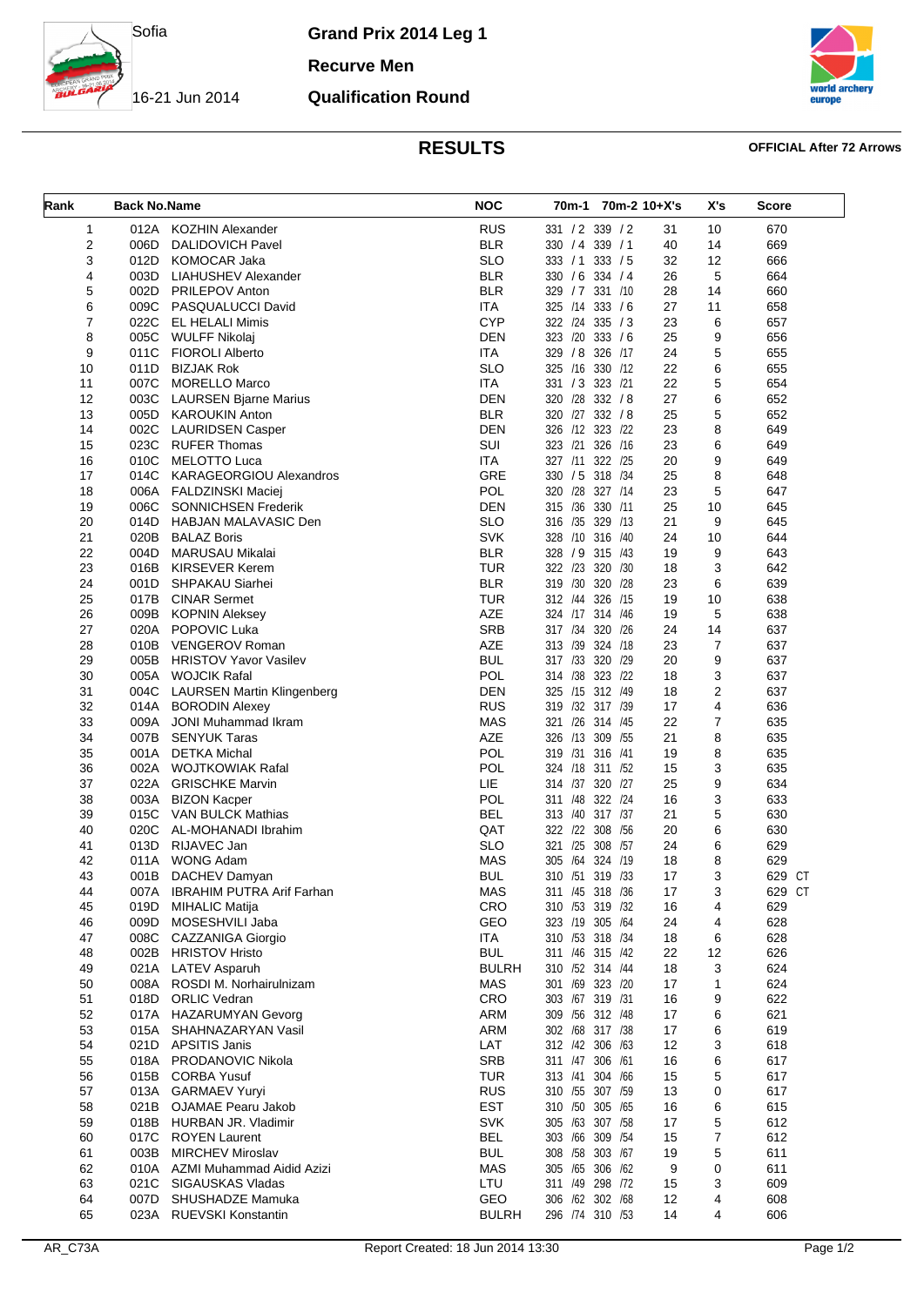Sofia

# Grand Prix 2014 Leg 1

## Recurve Men

16-21 Jun 2014

## Qualification Round

## RESULTS

**OFFICIAL After 72 Arrows**

| Rank | Back No. | Name | NOC | 70m-1 | 70m-2 | 10+X's | X's | Score |
|---|---|---|---|---|---|---|---|---|
| 1 | 012A | KOZHIN Alexander | RUS | 331 / 2 | 339 / 2 | 31 | 10 | 670 |
| 2 | 006D | DALIDOVICH Pavel | BLR | 330 / 4 | 339 / 1 | 40 | 14 | 669 |
| 3 | 012D | KOMOCAR Jaka | SLO | 333 / 1 | 333 / 5 | 32 | 12 | 666 |
| 4 | 003D | LIAHUSHEV Alexander | BLR | 330 / 6 | 334 / 4 | 26 | 5 | 664 |
| 5 | 002D | PRILEPOV Anton | BLR | 329 / 7 | 331 /10 | 28 | 14 | 660 |
| 6 | 009C | PASQUALUCCI David | ITA | 325 /14 | 333 / 6 | 27 | 11 | 658 |
| 7 | 022C | EL HELALI Mimis | CYP | 322 /24 | 335 / 3 | 23 | 6 | 657 |
| 8 | 005C | WULFF Nikolaj | DEN | 323 /20 | 333 / 6 | 25 | 9 | 656 |
| 9 | 011C | FIOROLI Alberto | ITA | 329 / 8 | 326 /17 | 24 | 5 | 655 |
| 10 | 011D | BIZJAK Rok | SLO | 325 /16 | 330 /12 | 22 | 6 | 655 |
| 11 | 007C | MORELLO Marco | ITA | 331 / 3 | 323 /21 | 22 | 5 | 654 |
| 12 | 003C | LAURSEN Bjarne Marius | DEN | 320 /28 | 332 / 8 | 27 | 6 | 652 |
| 13 | 005D | KAROUKIN Anton | BLR | 320 /27 | 332 / 8 | 25 | 5 | 652 |
| 14 | 002C | LAURIDSEN Casper | DEN | 326 /12 | 323 /22 | 23 | 8 | 649 |
| 15 | 023C | RUFER Thomas | SUI | 323 /21 | 326 /16 | 23 | 6 | 649 |
| 16 | 010C | MELOTTO Luca | ITA | 327 /11 | 322 /25 | 20 | 9 | 649 |
| 17 | 014C | KARAGEORGIOU Alexandros | GRE | 330 / 5 | 318 /34 | 25 | 8 | 648 |
| 18 | 006A | FALDZINSKI Maciej | POL | 320 /28 | 327 /14 | 23 | 5 | 647 |
| 19 | 006C | SONNICHSEN Frederik | DEN | 315 /36 | 330 /11 | 25 | 10 | 645 |
| 20 | 014D | HABJAN MALAVASIC Den | SLO | 316 /35 | 329 /13 | 21 | 9 | 645 |
| 21 | 020B | BALAZ Boris | SVK | 328 /10 | 316 /40 | 24 | 10 | 644 |
| 22 | 004D | MARUSAU Mikalai | BLR | 328 / 9 | 315 /43 | 19 | 9 | 643 |
| 23 | 016B | KIRSEVER Kerem | TUR | 322 /23 | 320 /30 | 18 | 3 | 642 |
| 24 | 001D | SHPAKAU Siarhei | BLR | 319 /30 | 320 /28 | 23 | 6 | 639 |
| 25 | 017B | CINAR Sermet | TUR | 312 /44 | 326 /15 | 19 | 10 | 638 |
| 26 | 009B | KOPNIN Aleksey | AZE | 324 /17 | 314 /46 | 19 | 5 | 638 |
| 27 | 020A | POPOVIC Luka | SRB | 317 /34 | 320 /26 | 24 | 14 | 637 |
| 28 | 010B | VENGEROV Roman | AZE | 313 /39 | 324 /18 | 23 | 7 | 637 |
| 29 | 005B | HRISTOV Yavor Vasilev | BUL | 317 /33 | 320 /29 | 20 | 9 | 637 |
| 30 | 005A | WOJCIK Rafal | POL | 314 /38 | 323 /22 | 18 | 3 | 637 |
| 31 | 004C | LAURSEN Martin Klingenberg | DEN | 325 /15 | 312 /49 | 18 | 2 | 637 |
| 32 | 014A | BORODIN Alexey | RUS | 319 /32 | 317 /39 | 17 | 4 | 636 |
| 33 | 009A | JONI Muhammad Ikram | MAS | 321 /26 | 314 /45 | 22 | 7 | 635 |
| 34 | 007B | SENYUK Taras | AZE | 326 /13 | 309 /55 | 21 | 8 | 635 |
| 35 | 001A | DETKA Michal | POL | 319 /31 | 316 /41 | 19 | 8 | 635 |
| 36 | 002A | WOJTKOWIAK Rafal | POL | 324 /18 | 311 /52 | 15 | 3 | 635 |
| 37 | 022A | GRISCHKE Marvin | LIE | 314 /37 | 320 /27 | 25 | 9 | 634 |
| 38 | 003A | BIZON Kacper | POL | 311 /48 | 322 /24 | 16 | 3 | 633 |
| 39 | 015C | VAN BULCK Mathias | BEL | 313 /40 | 317 /37 | 21 | 5 | 630 |
| 40 | 020C | AL-MOHANADI Ibrahim | QAT | 322 /22 | 308 /56 | 20 | 6 | 630 |
| 41 | 013D | RIJAVEC Jan | SLO | 321 /25 | 308 /57 | 24 | 6 | 629 |
| 42 | 011A | WONG Adam | MAS | 305 /64 | 324 /19 | 18 | 8 | 629 |
| 43 | 001B | DACHEV Damyan | BUL | 310 /51 | 319 /33 | 17 | 3 | 629 CT |
| 44 | 007A | IBRAHIM PUTRA Arif Farhan | MAS | 311 /45 | 318 /36 | 17 | 3 | 629 CT |
| 45 | 019D | MIHALIC Matija | CRO | 310 /53 | 319 /32 | 16 | 4 | 629 |
| 46 | 009D | MOSESHVILI Jaba | GEO | 323 /19 | 305 /64 | 24 | 4 | 628 |
| 47 | 008C | CAZZANIGA Giorgio | ITA | 310 /53 | 318 /34 | 18 | 6 | 628 |
| 48 | 002B | HRISTOV Hristo | BUL | 311 /46 | 315 /42 | 22 | 12 | 626 |
| 49 | 021A | LATEV Asparuh | BULRH | 310 /52 | 314 /44 | 18 | 3 | 624 |
| 50 | 008A | ROSDI M. Norhairulnizam | MAS | 301 /69 | 323 /20 | 17 | 1 | 624 |
| 51 | 018D | ORLIC Vedran | CRO | 303 /67 | 319 /31 | 16 | 9 | 622 |
| 52 | 017A | HAZARUMYAN Gevorg | ARM | 309 /56 | 312 /48 | 17 | 6 | 621 |
| 53 | 015A | SHAHNAZARYAN Vasil | ARM | 302 /68 | 317 /38 | 17 | 6 | 619 |
| 54 | 021D | APSITIS Janis | LAT | 312 /42 | 306 /63 | 12 | 3 | 618 |
| 55 | 018A | PRODANOVIC Nikola | SRB | 311 /47 | 306 /61 | 16 | 6 | 617 |
| 56 | 015B | CORBA Yusuf | TUR | 313 /41 | 304 /66 | 15 | 5 | 617 |
| 57 | 013A | GARMAEV Yuryi | RUS | 310 /55 | 307 /59 | 13 | 0 | 617 |
| 58 | 021B | OJAMAE Pearu Jakob | EST | 310 /50 | 305 /65 | 16 | 6 | 615 |
| 59 | 018B | HURBAN JR. Vladimir | SVK | 305 /63 | 307 /58 | 17 | 5 | 612 |
| 60 | 017C | ROYEN Laurent | BEL | 303 /66 | 309 /54 | 15 | 7 | 612 |
| 61 | 003B | MIRCHEV Miroslav | BUL | 308 /58 | 303 /67 | 19 | 5 | 611 |
| 62 | 010A | AZMI Muhammad Aidid Azizi | MAS | 305 /65 | 306 /62 | 9 | 0 | 611 |
| 63 | 021C | SIGAUSKAS Vladas | LTU | 311 /49 | 298 /72 | 15 | 3 | 609 |
| 64 | 007D | SHUSHADZE Mamuka | GEO | 306 /62 | 302 /68 | 12 | 4 | 608 |
| 65 | 023A | RUEVSKI Konstantin | BULRH | 296 /74 | 310 /53 | 14 | 4 | 606 |

AR_C73A　Report Created: 18 Jun 2014 13:30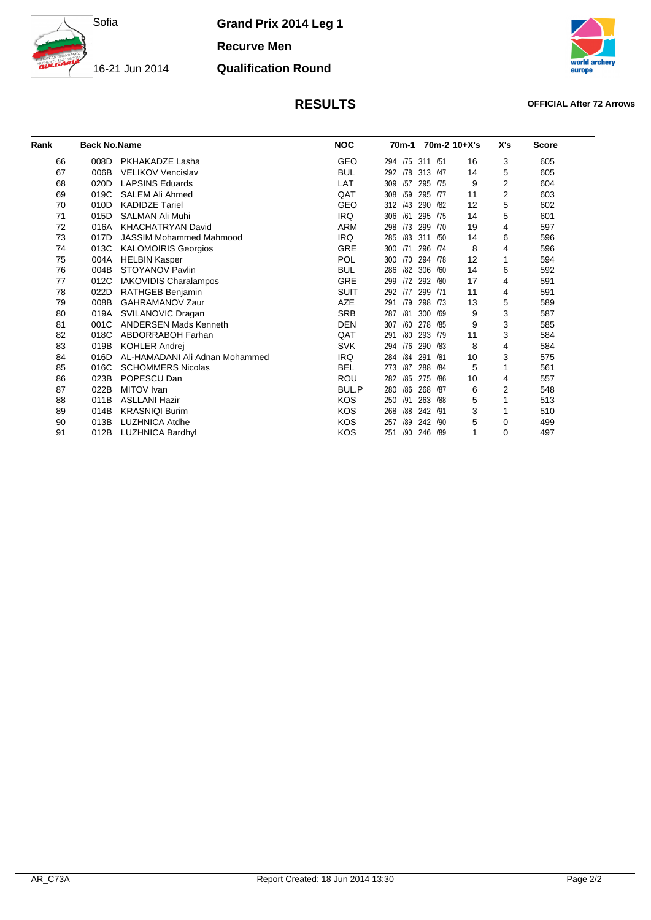Sofia

16-21 Jun 2014

**Grand Prix 2014 Leg 1**

**Recurve Men**

**Qualification Round**

## RESULTS

**OFFICIAL After 72 Arrows**

| Rank | Back No. | Name | NOC | 70m-1 | 70m-2 | 10+X's | X's | Score |
|---|---|---|---|---|---|---|---|---|
| 66 | 008D | PKHAKADZE Lasha | GEO | 294 /75 | 311 /51 | 16 | 3 | 605 |
| 67 | 006B | VELIKOV Vencislav | BUL | 292 /78 | 313 /47 | 14 | 5 | 605 |
| 68 | 020D | LAPSINS Eduards | LAT | 309 /57 | 295 /75 | 9 | 2 | 604 |
| 69 | 019C | SALEM Ali Ahmed | QAT | 308 /59 | 295 /77 | 11 | 2 | 603 |
| 70 | 010D | KADIDZE Tariel | GEO | 312 /43 | 290 /82 | 12 | 5 | 602 |
| 71 | 015D | SALMAN Ali Muhi | IRQ | 306 /61 | 295 /75 | 14 | 5 | 601 |
| 72 | 016A | KHACHATRYAN David | ARM | 298 /73 | 299 /70 | 19 | 4 | 597 |
| 73 | 017D | JASSIM Mohammed Mahmood | IRQ | 285 /83 | 311 /50 | 14 | 6 | 596 |
| 74 | 013C | KALOMOIRIS Georgios | GRE | 300 /71 | 296 /74 | 8 | 4 | 596 |
| 75 | 004A | HELBIN Kasper | POL | 300 /70 | 294 /78 | 12 | 1 | 594 |
| 76 | 004B | STOYANOV Pavlin | BUL | 286 /82 | 306 /60 | 14 | 6 | 592 |
| 77 | 012C | IAKOVIDIS Charalampos | GRE | 299 /72 | 292 /80 | 17 | 4 | 591 |
| 78 | 022D | RATHGEB Benjamin | SUIT | 292 /77 | 299 /71 | 11 | 4 | 591 |
| 79 | 008B | GAHRAMANOV Zaur | AZE | 291 /79 | 298 /73 | 13 | 5 | 589 |
| 80 | 019A | SVILANOVIC Dragan | SRB | 287 /81 | 300 /69 | 9 | 3 | 587 |
| 81 | 001C | ANDERSEN Mads Kenneth | DEN | 307 /60 | 278 /85 | 9 | 3 | 585 |
| 82 | 018C | ABDORRABOH Farhan | QAT | 291 /80 | 293 /79 | 11 | 3 | 584 |
| 83 | 019B | KOHLER Andrej | SVK | 294 /76 | 290 /83 | 8 | 4 | 584 |
| 84 | 016D | AL-HAMADANI Ali Adnan Mohammed | IRQ | 284 /84 | 291 /81 | 10 | 3 | 575 |
| 85 | 016C | SCHOMMERS Nicolas | BEL | 273 /87 | 288 /84 | 5 | 1 | 561 |
| 86 | 023B | POPESCU Dan | ROU | 282 /85 | 275 /86 | 10 | 4 | 557 |
| 87 | 022B | MITOV Ivan | BUL.P | 280 /86 | 268 /87 | 6 | 2 | 548 |
| 88 | 011B | ASLLANI Hazir | KOS | 250 /91 | 263 /88 | 5 | 1 | 513 |
| 89 | 014B | KRASNIQI Burim | KOS | 268 /88 | 242 /91 | 3 | 1 | 510 |
| 90 | 013B | LUZHNICA Atdhe | KOS | 257 /89 | 242 /90 | 5 | 0 | 499 |
| 91 | 012B | LUZHNICA Bardhyl | KOS | 251 /90 | 246 /89 | 1 | 0 | 497 |

AR_C73A Report Created: 18 Jun 2014 13:30